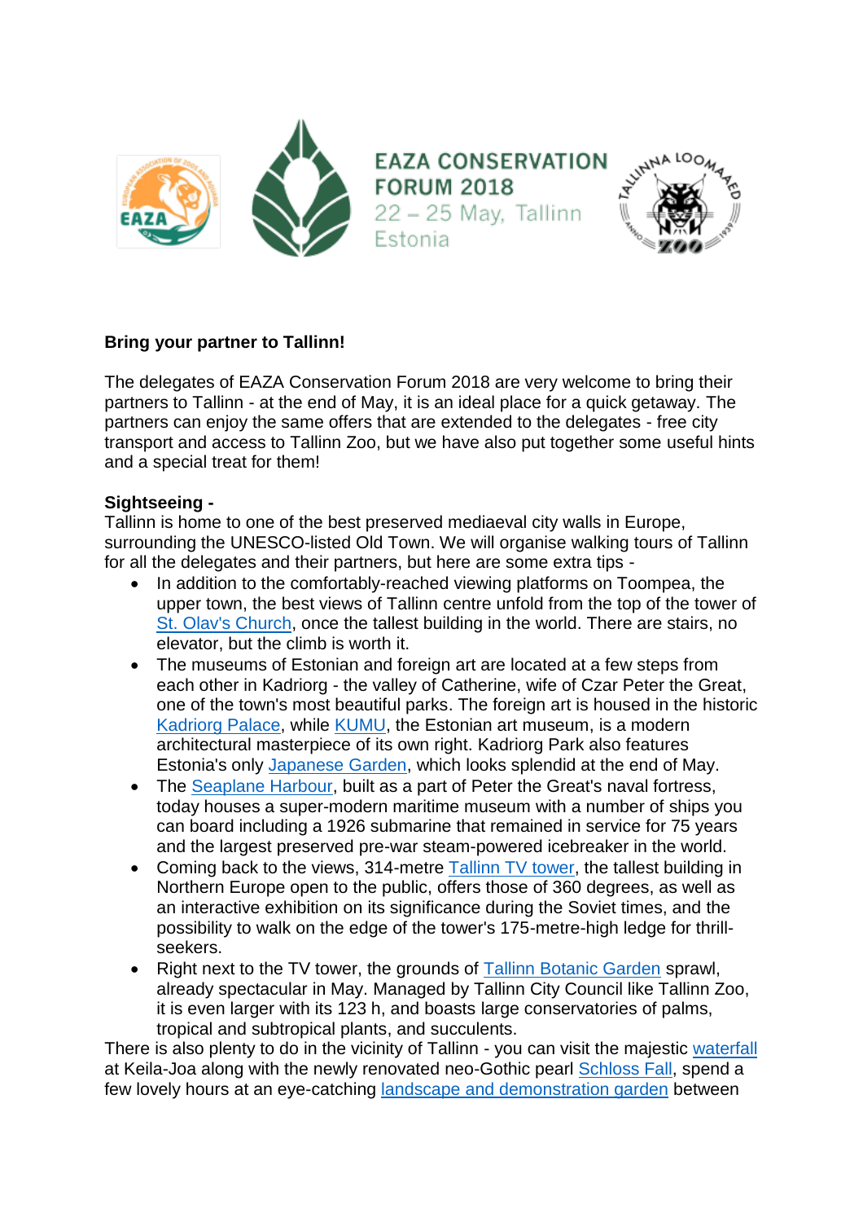EAZA CONSERVATION FORUM 2018
22 – 25 May, Tallinn Estonia

**Bring your partner to Tallinn!**

The delegates of EAZA Conservation Forum 2018 are very welcome to bring their partners to Tallinn - at the end of May, it is an ideal place for a quick getaway. The partners can enjoy the same offers that are extended to the delegates - free city transport and access to Tallinn Zoo, but we have also put together some useful hints and a special treat for them!

**Sightseeing -**
Tallinn is home to one of the best preserved mediaeval city walls in Europe, surrounding the UNESCO-listed Old Town. We will organise walking tours of Tallinn for all the delegates and their partners, but here are some extra tips -

- In addition to the comfortably-reached viewing platforms on Toompea, the upper town, the best views of Tallinn centre unfold from the top of the tower of St. Olav's Church, once the tallest building in the world. There are stairs, no elevator, but the climb is worth it.
- The museums of Estonian and foreign art are located at a few steps from each other in Kadriorg - the valley of Catherine, wife of Czar Peter the Great, one of the town's most beautiful parks. The foreign art is housed in the historic Kadriorg Palace, while KUMU, the Estonian art museum, is a modern architectural masterpiece of its own right. Kadriorg Park also features Estonia's only Japanese Garden, which looks splendid at the end of May.
- The Seaplane Harbour, built as a part of Peter the Great's naval fortress, today houses a super-modern maritime museum with a number of ships you can board including a 1926 submarine that remained in service for 75 years and the largest preserved pre-war steam-powered icebreaker in the world.
- Coming back to the views, 314-metre Tallinn TV tower, the tallest building in Northern Europe open to the public, offers those of 360 degrees, as well as an interactive exhibition on its significance during the Soviet times, and the possibility to walk on the edge of the tower's 175-metre-high ledge for thrill-seekers.
- Right next to the TV tower, the grounds of Tallinn Botanic Garden sprawl, already spectacular in May. Managed by Tallinn City Council like Tallinn Zoo, it is even larger with its 123 h, and boasts large conservatories of palms, tropical and subtropical plants, and succulents.

There is also plenty to do in the vicinity of Tallinn - you can visit the majestic waterfall at Keila-Joa along with the newly renovated neo-Gothic pearl Schloss Fall, spend a few lovely hours at an eye-catching landscape and demonstration garden between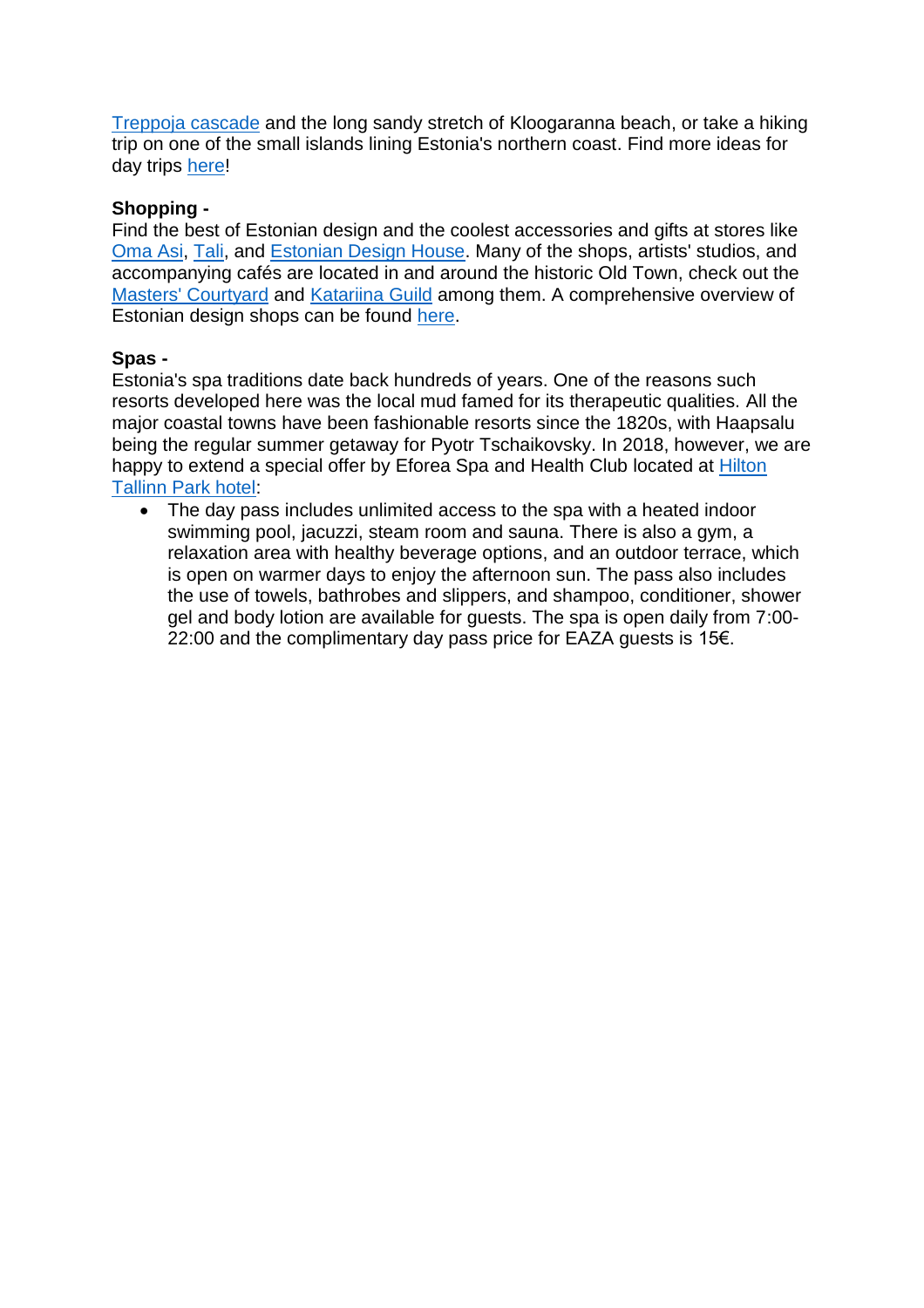Treppoja cascade and the long sandy stretch of Kloogaranna beach, or take a hiking trip on one of the small islands lining Estonia's northern coast. Find more ideas for day trips here!

**Shopping -**

Find the best of Estonian design and the coolest accessories and gifts at stores like Oma Asi, Tali, and Estonian Design House. Many of the shops, artists' studios, and accompanying cafés are located in and around the historic Old Town, check out the Masters' Courtyard and Katariina Guild among them. A comprehensive overview of Estonian design shops can be found here.

**Spas -**

Estonia's spa traditions date back hundreds of years. One of the reasons such resorts developed here was the local mud famed for its therapeutic qualities. All the major coastal towns have been fashionable resorts since the 1820s, with Haapsalu being the regular summer getaway for Pyotr Tschaikovsky. In 2018, however, we are happy to extend a special offer by Eforea Spa and Health Club located at Hilton Tallinn Park hotel:

- The day pass includes unlimited access to the spa with a heated indoor swimming pool, jacuzzi, steam room and sauna. There is also a gym, a relaxation area with healthy beverage options, and an outdoor terrace, which is open on warmer days to enjoy the afternoon sun. The pass also includes the use of towels, bathrobes and slippers, and shampoo, conditioner, shower gel and body lotion are available for guests. The spa is open daily from 7:00-22:00 and the complimentary day pass price for EAZA guests is 15€.